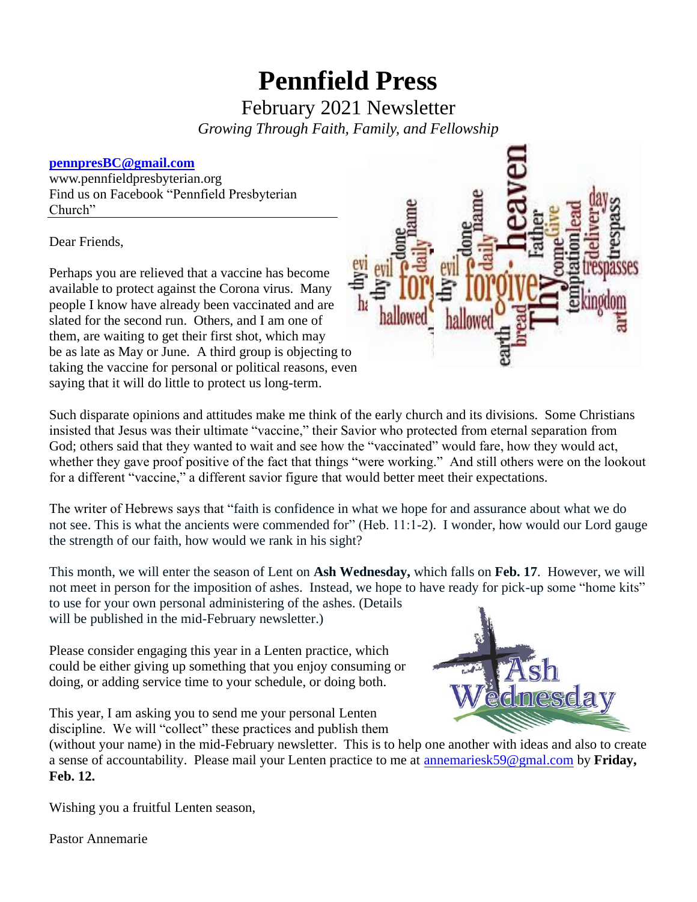# Pennfield Press

February 2021 Newsletter

*Growing Through Faith, Family, and Fellowship*

**pennpresBC@gmail.com**
www.pennfieldpresbyterian.org
Find us on Facebook "Pennfield Presbyterian Church"

Dear Friends,

Perhaps you are relieved that a vaccine has become available to protect against the Corona virus. Many people I know have already been vaccinated and are slated for the second run. Others, and I am one of them, are waiting to get their first shot, which may be as late as May or June. A third group is objecting to taking the vaccine for personal or political reasons, even saying that it will do little to protect us long-term.

Such disparate opinions and attitudes make me think of the early church and its divisions. Some Christians insisted that Jesus was their ultimate "vaccine," their Savior who protected from eternal separation from God; others said that they wanted to wait and see how the "vaccinated" would fare, how they would act, whether they gave proof positive of the fact that things "were working." And still others were on the lookout for a different "vaccine," a different savior figure that would better meet their expectations.

The writer of Hebrews says that "faith is confidence in what we hope for and assurance about what we do not see. This is what the ancients were commended for" (Heb. 11:1-2). I wonder, how would our Lord gauge the strength of our faith, how would we rank in his sight?

This month, we will enter the season of Lent on **Ash Wednesday,** which falls on **Feb. 17**. However, we will not meet in person for the imposition of ashes. Instead, we hope to have ready for pick-up some "home kits" to use for your own personal administering of the ashes. (Details will be published in the mid-February newsletter.)

Please consider engaging this year in a Lenten practice, which could be either giving up something that you enjoy consuming or doing, or adding service time to your schedule, or doing both.

This year, I am asking you to send me your personal Lenten discipline. We will "collect" these practices and publish them (without your name) in the mid-February newsletter. This is to help one another with ideas and also to create a sense of accountability. Please mail your Lenten practice to me at annemariesk59@gmal.com by **Friday, Feb. 12.**

Wishing you a fruitful Lenten season,

Pastor Annemarie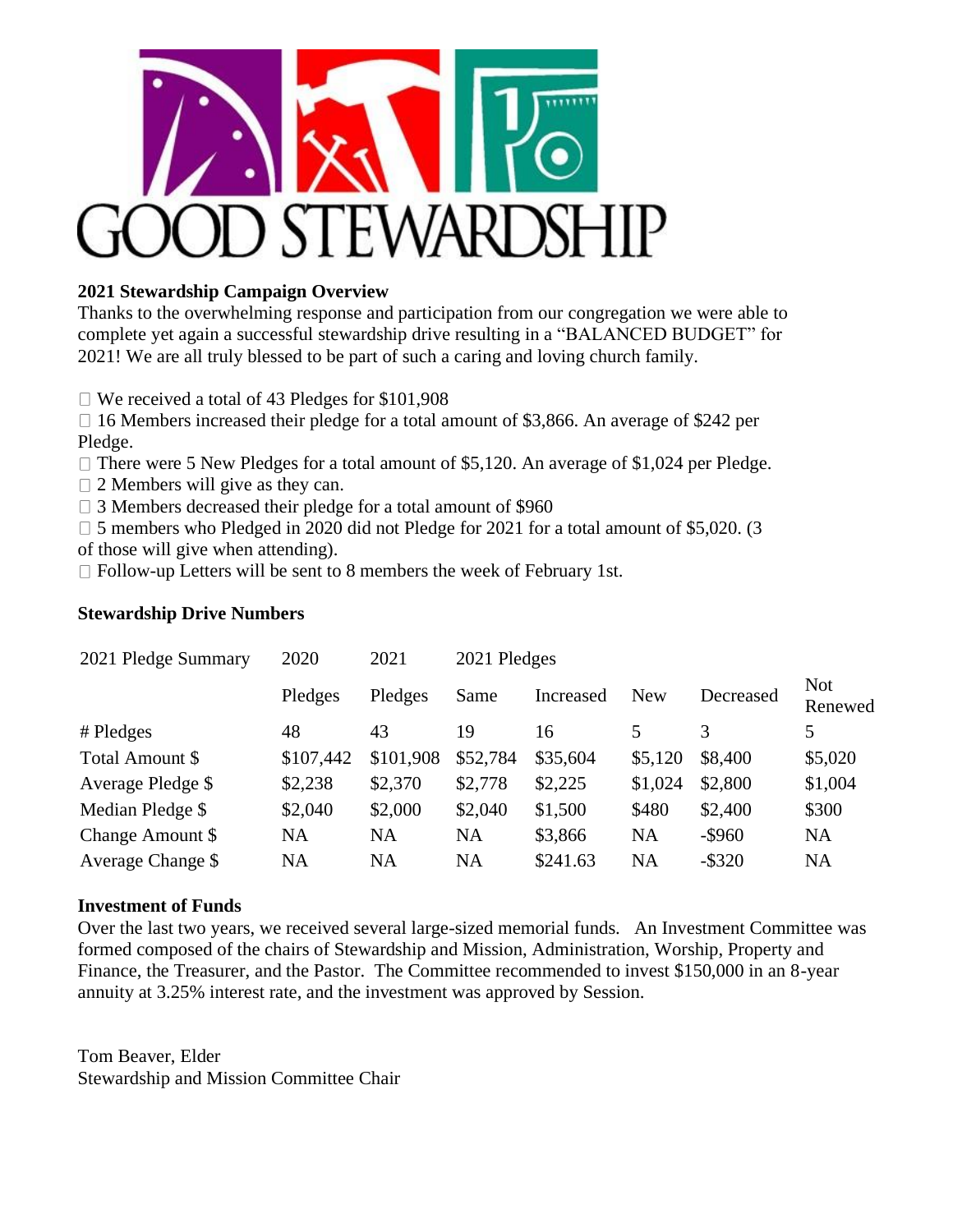# GOOD STEWARDSHIP

**2021 Stewardship Campaign Overview**

Thanks to the overwhelming response and participation from our congregation we were able to complete yet again a successful stewardship drive resulting in a "BALANCED BUDGET" for 2021! We are all truly blessed to be part of such a caring and loving church family.

- We received a total of 43 Pledges for $101,908
- 16 Members increased their pledge for a total amount of $3,866. An average of $242 per Pledge.
- There were 5 New Pledges for a total amount of $5,120. An average of $1,024 per Pledge.
- 2 Members will give as they can.
- 3 Members decreased their pledge for a total amount of $960
- 5 members who Pledged in 2020 did not Pledge for 2021 for a total amount of $5,020. (3 of those will give when attending).
- Follow-up Letters will be sent to 8 members the week of February 1st.

**Stewardship Drive Numbers**

| 2021 Pledge Summary | 2020 | 2021 | 2021 Pledges | | | | |
|---|---|---|---|---|---|---|---|
| | Pledges | Pledges | Same | Increased | New | Decreased | Not Renewed |
| # Pledges | 48 | 43 | 19 | 16 | 5 | 3 | 5 |
| Total Amount $ | $107,442 | $101,908 | $52,784 | $35,604 | $5,120 | $8,400 | $5,020 |
| Average Pledge $ | $2,238 | $2,370 | $2,778 | $2,225 | $1,024 | $2,800 | $1,004 |
| Median Pledge $ | $2,040 | $2,000 | $2,040 | $1,500 | $480 | $2,400 | $300 |
| Change Amount $ | NA | NA | NA | $3,866 | NA | -$960 | NA |
| Average Change $ | NA | NA | NA | $241.63 | NA | -$320 | NA |

**Investment of Funds**

Over the last two years, we received several large-sized memorial funds. An Investment Committee was formed composed of the chairs of Stewardship and Mission, Administration, Worship, Property and Finance, the Treasurer, and the Pastor. The Committee recommended to invest $150,000 in an 8-year annuity at 3.25% interest rate, and the investment was approved by Session.

Tom Beaver, Elder
Stewardship and Mission Committee Chair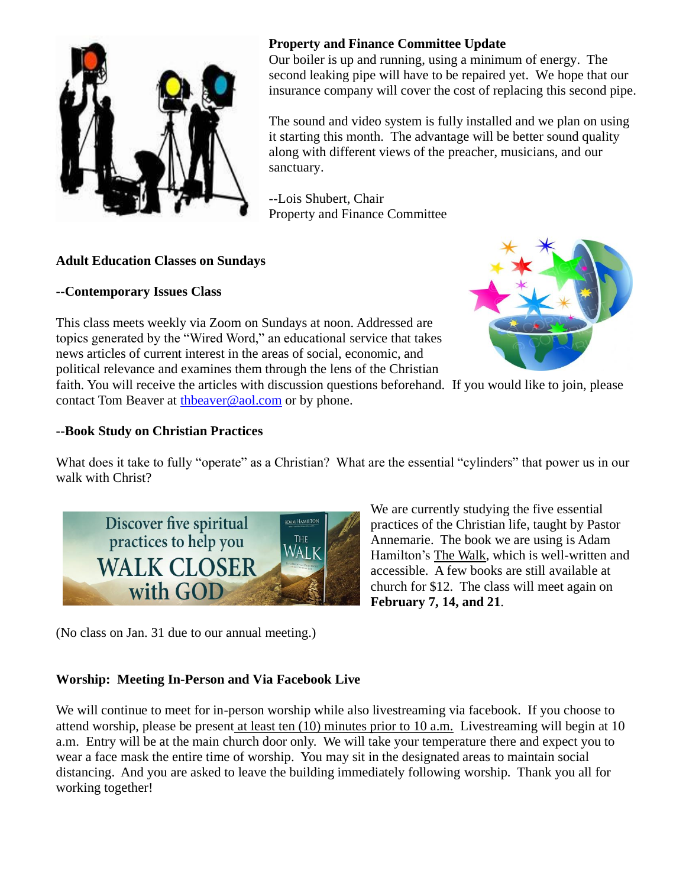**Property and Finance Committee Update**

Our boiler is up and running, using a minimum of energy. The second leaking pipe will have to be repaired yet. We hope that our insurance company will cover the cost of replacing this second pipe.

The sound and video system is fully installed and we plan on using it starting this month. The advantage will be better sound quality along with different views of the preacher, musicians, and our sanctuary.

--Lois Shubert, Chair
Property and Finance Committee

**Adult Education Classes on Sundays**

**--Contemporary Issues Class**

This class meets weekly via Zoom on Sundays at noon. Addressed are topics generated by the "Wired Word," an educational service that takes news articles of current interest in the areas of social, economic, and political relevance and examines them through the lens of the Christian faith. You will receive the articles with discussion questions beforehand. If you would like to join, please contact Tom Beaver at thbeaver@aol.com or by phone.

**--Book Study on Christian Practices**

What does it take to fully "operate" as a Christian? What are the essential "cylinders" that power us in our walk with Christ?

We are currently studying the five essential practices of the Christian life, taught by Pastor Annemarie. The book we are using is Adam Hamilton's The Walk, which is well-written and accessible. A few books are still available at church for $12. The class will meet again on **February 7, 14, and 21**.

(No class on Jan. 31 due to our annual meeting.)

**Worship: Meeting In-Person and Via Facebook Live**

We will continue to meet for in-person worship while also livestreaming via facebook. If you choose to attend worship, please be present at least ten (10) minutes prior to 10 a.m. Livestreaming will begin at 10 a.m. Entry will be at the main church door only. We will take your temperature there and expect you to wear a face mask the entire time of worship. You may sit in the designated areas to maintain social distancing. And you are asked to leave the building immediately following worship. Thank you all for working together!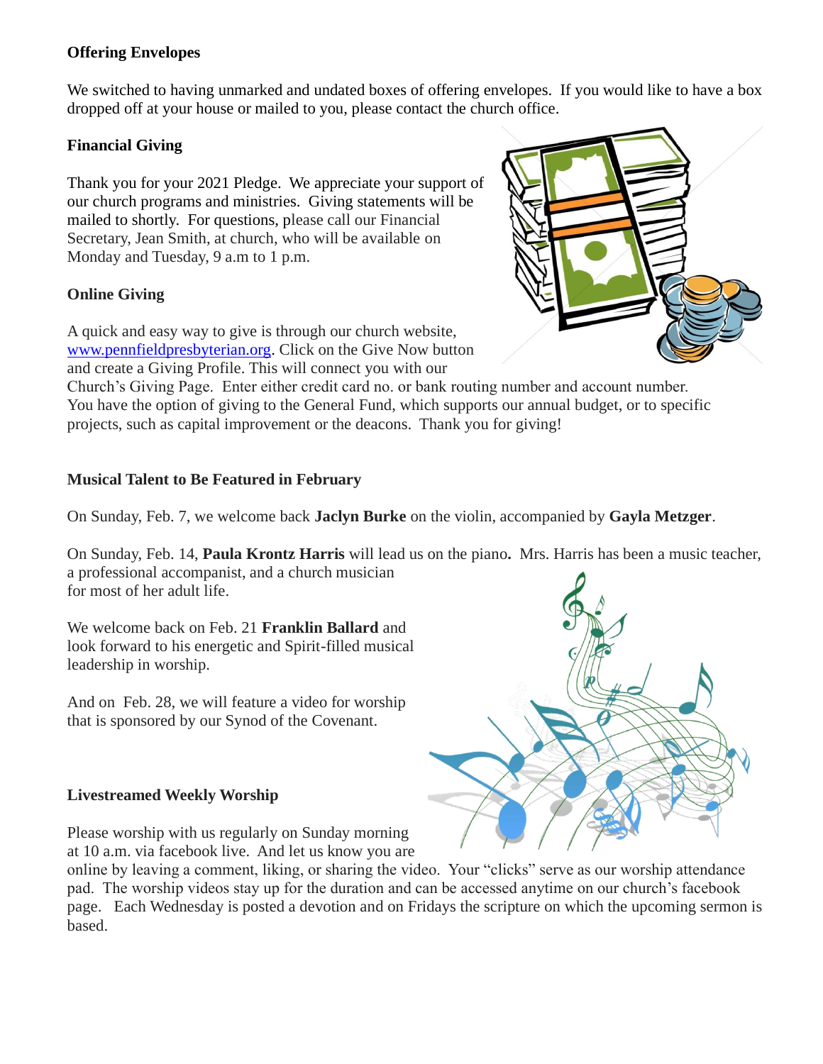### Offering Envelopes

We switched to having unmarked and undated boxes of offering envelopes. If you would like to have a box dropped off at your house or mailed to you, please contact the church office.

### Financial Giving

Thank you for your 2021 Pledge. We appreciate your support of our church programs and ministries. Giving statements will be mailed to shortly. For questions, please call our Financial Secretary, Jean Smith, at church, who will be available on Monday and Tuesday, 9 a.m to 1 p.m.

### Online Giving

A quick and easy way to give is through our church website, www.pennfieldpresbyterian.org. Click on the Give Now button and create a Giving Profile. This will connect you with our Church's Giving Page. Enter either credit card no. or bank routing number and account number. You have the option of giving to the General Fund, which supports our annual budget, or to specific projects, such as capital improvement or the deacons. Thank you for giving!

### Musical Talent to Be Featured in February

On Sunday, Feb. 7, we welcome back **Jaclyn Burke** on the violin, accompanied by **Gayla Metzger**.

On Sunday, Feb. 14, **Paula Krontz Harris** will lead us on the piano**.** Mrs. Harris has been a music teacher, a professional accompanist, and a church musician for most of her adult life.

We welcome back on Feb. 21 **Franklin Ballard** and look forward to his energetic and Spirit-filled musical leadership in worship.

And on Feb. 28, we will feature a video for worship that is sponsored by our Synod of the Covenant.

### Livestreamed Weekly Worship

Please worship with us regularly on Sunday morning at 10 a.m. via facebook live. And let us know you are online by leaving a comment, liking, or sharing the video. Your "clicks" serve as our worship attendance pad. The worship videos stay up for the duration and can be accessed anytime on our church's facebook page. Each Wednesday is posted a devotion and on Fridays the scripture on which the upcoming sermon is based.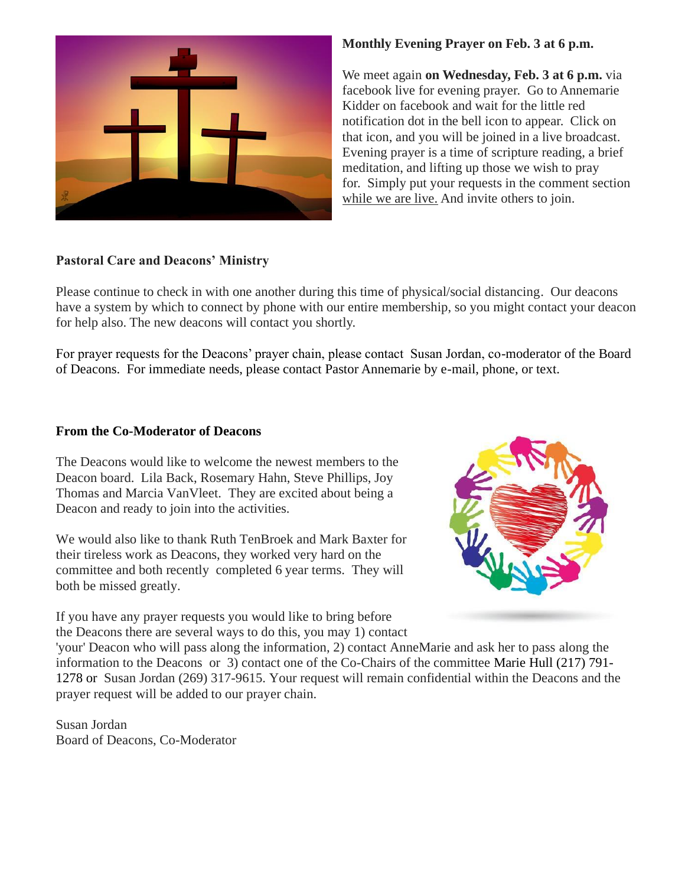## Monthly Evening Prayer on Feb. 3 at 6 p.m.

We meet again **on Wednesday, Feb. 3 at 6 p.m.** via facebook live for evening prayer. Go to Annemarie Kidder on facebook and wait for the little red notification dot in the bell icon to appear. Click on that icon, and you will be joined in a live broadcast. Evening prayer is a time of scripture reading, a brief meditation, and lifting up those we wish to pray for. Simply put your requests in the comment section while we are live. And invite others to join.

## Pastoral Care and Deacons' Ministry

Please continue to check in with one another during this time of physical/social distancing. Our deacons have a system by which to connect by phone with our entire membership, so you might contact your deacon for help also. The new deacons will contact you shortly.

For prayer requests for the Deacons' prayer chain, please contact Susan Jordan, co-moderator of the Board of Deacons. For immediate needs, please contact Pastor Annemarie by e-mail, phone, or text.

## From the Co-Moderator of Deacons

The Deacons would like to welcome the newest members to the Deacon board. Lila Back, Rosemary Hahn, Steve Phillips, Joy Thomas and Marcia VanVleet. They are excited about being a Deacon and ready to join into the activities.

We would also like to thank Ruth TenBroek and Mark Baxter for their tireless work as Deacons, they worked very hard on the committee and both recently completed 6 year terms. They will both be missed greatly.

If you have any prayer requests you would like to bring before the Deacons there are several ways to do this, you may 1) contact 'your' Deacon who will pass along the information, 2) contact AnneMarie and ask her to pass along the information to the Deacons or 3) contact one of the Co-Chairs of the committee Marie Hull (217) 791-1278 or Susan Jordan (269) 317-9615. Your request will remain confidential within the Deacons and the prayer request will be added to our prayer chain.

Susan Jordan  
Board of Deacons, Co-Moderator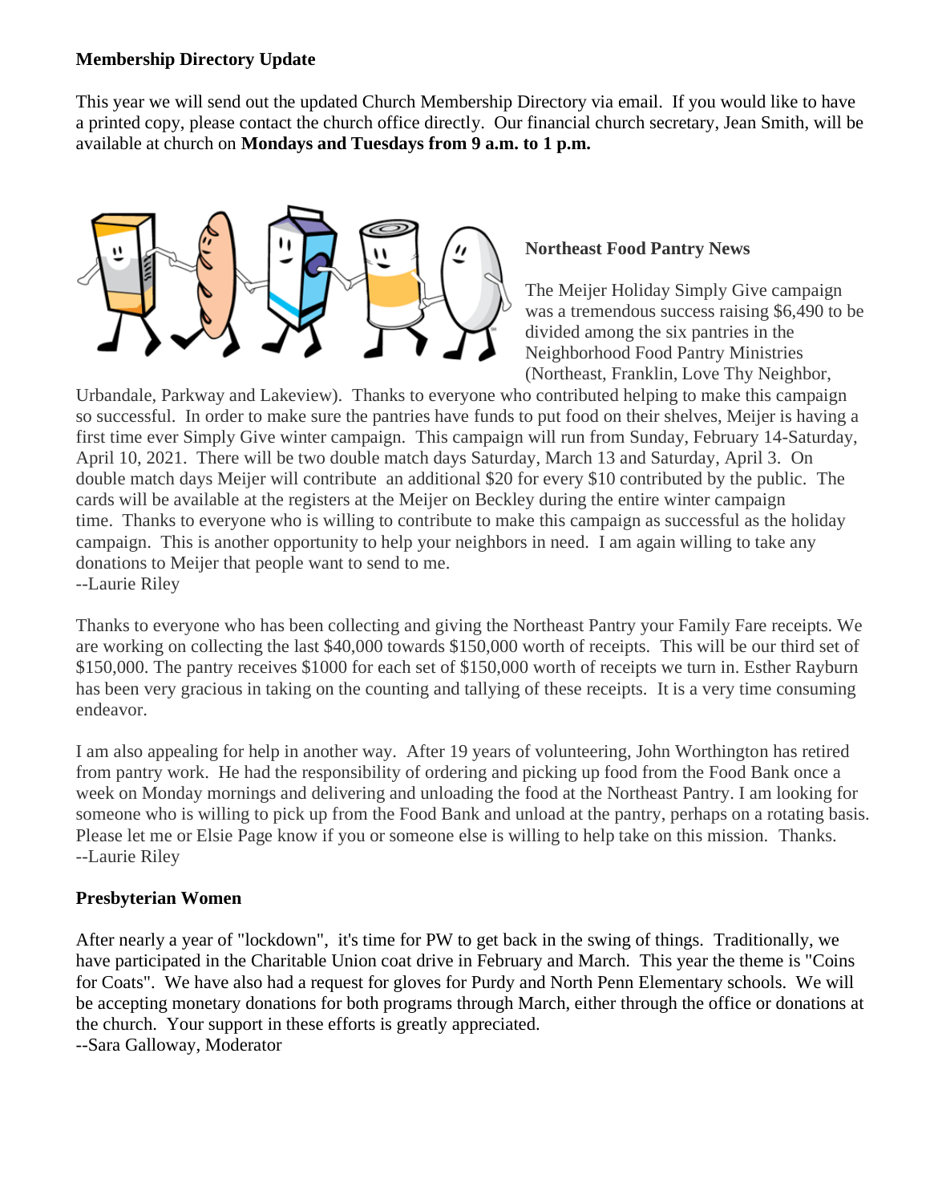**Membership Directory Update**

This year we will send out the updated Church Membership Directory via email. If you would like to have a printed copy, please contact the church office directly. Our financial church secretary, Jean Smith, will be available at church on **Mondays and Tuesdays from 9 a.m. to 1 p.m.**

**Northeast Food Pantry News**

The Meijer Holiday Simply Give campaign was a tremendous success raising $6,490 to be divided among the six pantries in the Neighborhood Food Pantry Ministries (Northeast, Franklin, Love Thy Neighbor, Urbandale, Parkway and Lakeview). Thanks to everyone who contributed helping to make this campaign so successful. In order to make sure the pantries have funds to put food on their shelves, Meijer is having a first time ever Simply Give winter campaign. This campaign will run from Sunday, February 14-Saturday, April 10, 2021. There will be two double match days Saturday, March 13 and Saturday, April 3. On double match days Meijer will contribute an additional $20 for every $10 contributed by the public. The cards will be available at the registers at the Meijer on Beckley during the entire winter campaign time. Thanks to everyone who is willing to contribute to make this campaign as successful as the holiday campaign. This is another opportunity to help your neighbors in need. I am again willing to take any donations to Meijer that people want to send to me.
--Laurie Riley

Thanks to everyone who has been collecting and giving the Northeast Pantry your Family Fare receipts. We are working on collecting the last $40,000 towards $150,000 worth of receipts. This will be our third set of $150,000. The pantry receives $1000 for each set of $150,000 worth of receipts we turn in. Esther Rayburn has been very gracious in taking on the counting and tallying of these receipts. It is a very time consuming endeavor.

I am also appealing for help in another way. After 19 years of volunteering, John Worthington has retired from pantry work. He had the responsibility of ordering and picking up food from the Food Bank once a week on Monday mornings and delivering and unloading the food at the Northeast Pantry. I am looking for someone who is willing to pick up from the Food Bank and unload at the pantry, perhaps on a rotating basis. Please let me or Elsie Page know if you or someone else is willing to help take on this mission. Thanks.
--Laurie Riley

**Presbyterian Women**

After nearly a year of "lockdown", it's time for PW to get back in the swing of things. Traditionally, we have participated in the Charitable Union coat drive in February and March. This year the theme is "Coins for Coats". We have also had a request for gloves for Purdy and North Penn Elementary schools. We will be accepting monetary donations for both programs through March, either through the office or donations at the church. Your support in these efforts is greatly appreciated.
--Sara Galloway, Moderator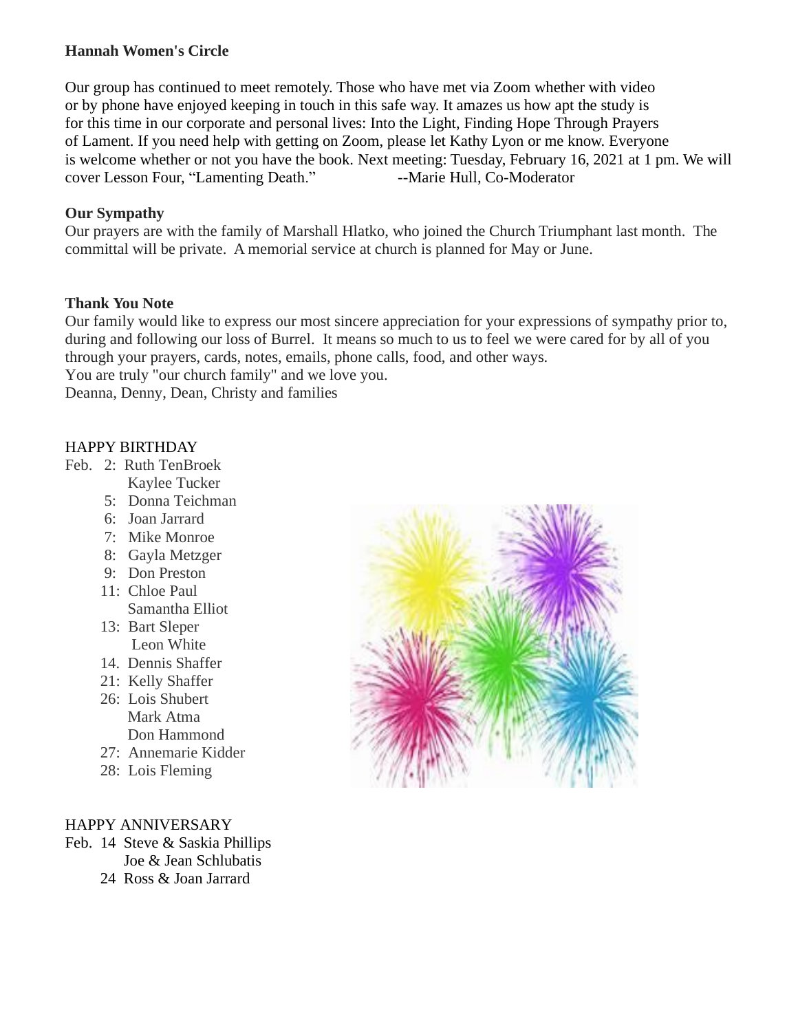**Hannah Women's Circle**

Our group has continued to meet remotely. Those who have met via Zoom whether with video or by phone have enjoyed keeping in touch in this safe way. It amazes us how apt the study is for this time in our corporate and personal lives: Into the Light, Finding Hope Through Prayers of Lament. If you need help with getting on Zoom, please let Kathy Lyon or me know. Everyone is welcome whether or not you have the book. Next meeting: Tuesday, February 16, 2021 at 1 pm. We will cover Lesson Four, "Lamenting Death." --Marie Hull, Co-Moderator

**Our Sympathy**

Our prayers are with the family of Marshall Hlatko, who joined the Church Triumphant last month. The committal will be private. A memorial service at church is planned for May or June.

**Thank You Note**

Our family would like to express our most sincere appreciation for your expressions of sympathy prior to, during and following our loss of Burrel. It means so much to us to feel we were cared for by all of you through your prayers, cards, notes, emails, phone calls, food, and other ways.
You are truly "our church family" and we love you.
Deanna, Denny, Dean, Christy and families

HAPPY BIRTHDAY

Feb. 2: Ruth TenBroek
Kaylee Tucker
5: Donna Teichman
6: Joan Jarrard
7: Mike Monroe
8: Gayla Metzger
9: Don Preston
11: Chloe Paul
Samantha Elliot
13: Bart Sleper
Leon White
14. Dennis Shaffer
21: Kelly Shaffer
26: Lois Shubert
Mark Atma
Don Hammond
27: Annemarie Kidder
28: Lois Fleming

HAPPY ANNIVERSARY

Feb. 14 Steve & Saskia Phillips
Joe & Jean Schlubatis
24 Ross & Joan Jarrard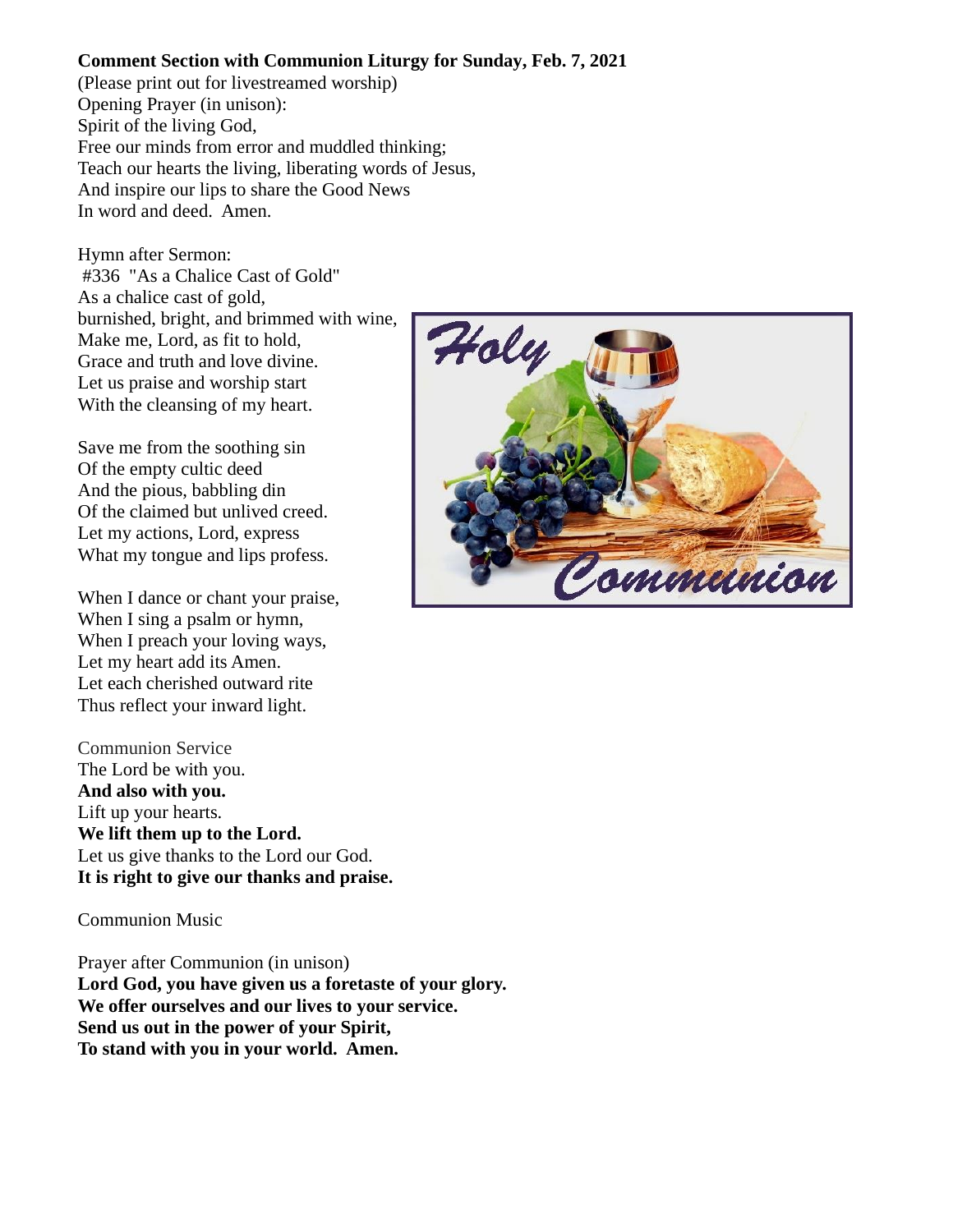**Comment Section with Communion Liturgy for Sunday, Feb. 7, 2021**

(Please print out for livestreamed worship)

Opening Prayer (in unison):
Spirit of the living God,
Free our minds from error and muddled thinking;
Teach our hearts the living, liberating words of Jesus,
And inspire our lips to share the Good News
In word and deed. Amen.

Hymn after Sermon:
#336 "As a Chalice Cast of Gold"
As a chalice cast of gold,
burnished, bright, and brimmed with wine,
Make me, Lord, as fit to hold,
Grace and truth and love divine.
Let us praise and worship start
With the cleansing of my heart.

Save me from the soothing sin
Of the empty cultic deed
And the pious, babbling din
Of the claimed but unlived creed.
Let my actions, Lord, express
What my tongue and lips profess.

When I dance or chant your praise,
When I sing a psalm or hymn,
When I preach your loving ways,
Let my heart add its Amen.
Let each cherished outward rite
Thus reflect your inward light.

Communion Service
The Lord be with you.
**And also with you.**
Lift up your hearts.
**We lift them up to the Lord.**
Let us give thanks to the Lord our God.
**It is right to give our thanks and praise.**

Communion Music

Prayer after Communion (in unison)
**Lord God, you have given us a foretaste of your glory.**
**We offer ourselves and our lives to your service.**
**Send us out in the power of your Spirit,**
**To stand with you in your world. Amen.**